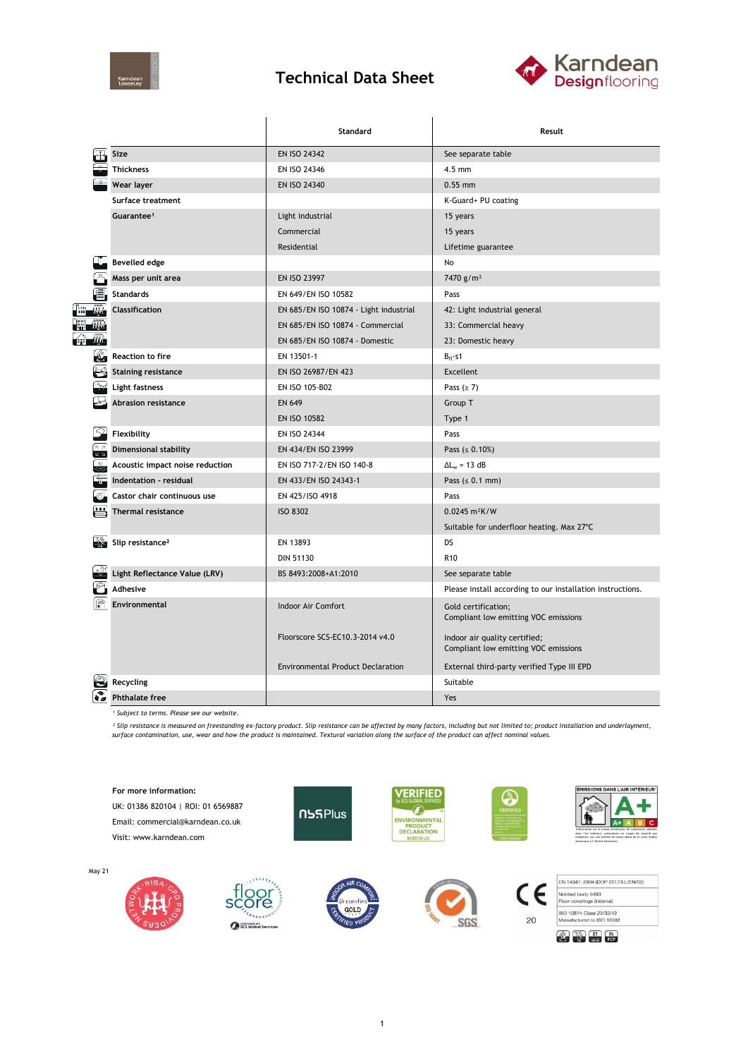# Technical Data Sheet

Karndean Designflooring

| | Standard | Result |
|---|---|---|
| **Size** | EN ISO 24342 | See separate table |
| **Thickness** | EN ISO 24346 | 4.5 mm |
| **Wear layer** | EN ISO 24340 | 0.55 mm |
| **Surface treatment** | | K-Guard+ PU coating |
| **Guarantee[1]** | Light industrial | 15 years |
| | Commercial | 15 years |
| | Residential | Lifetime guarantee |
| **Bevelled edge** | | No |
| **Mass per unit area** | EN ISO 23997 | 7470 g/m² |
| **Standards** | EN 649/EN ISO 10582 | Pass |
| **Classification** | EN 685/EN ISO 10874 - Light industrial | 42: Light industrial general |
| | EN 685/EN ISO 10874 - Commercial | 33: Commercial heavy |
| | EN 685/EN ISO 10874 - Domestic | 23: Domestic heavy |
| **Reaction to fire** | EN 13501-1 | $B_{fl}$-s1 |
| **Staining resistance** | EN ISO 26987/EN 423 | Excellent |
| **Light fastness** | EN ISO 105-B02 | Pass (≥ 7) |
| **Abrasion resistance** | EN 649 | Group T |
| | EN ISO 10582 | Type 1 |
| **Flexibility** | EN ISO 24344 | Pass |
| **Dimensional stability** | EN 434/EN ISO 23999 | Pass (≤ 0.10%) |
| **Acoustic impact noise reduction** | EN ISO 717-2/EN ISO 140-8 | $\Delta L_w$ = 13 dB |
| **Indentation - residual** | EN 433/EN ISO 24343-1 | Pass (≤ 0.1 mm) |
| **Castor chair continuous use** | EN 425/ISO 4918 | Pass |
| **Thermal resistance** | ISO 8302 | 0.0245 m²K/W |
| | | Suitable for underfloor heating. Max 27°C |
| **Slip resistance[2]** | EN 13893 | DS |
| | DIN 51130 | R10 |
| **Light Reflectance Value (LRV)** | BS 8493:2008+A1:2010 | See separate table |
| **Adhesive** | | Please install according to our installation instructions. |
| **Environmental** | Indoor Air Comfort | Gold certification; Compliant low emitting VOC emissions |
| | Floorscore SCS-EC10.3-2014 v4.0 | Indoor air quality certified; Compliant low emitting VOC emissions |
| | Environmental Product Declaration | External third-party verified Type III EPD |
| **Recycling** | | Suitable |
| **Phthalate free** | | Yes |

*[1] Subject to terms. Please see our website.*

*[2] Slip resistance is measured on freestanding ex-factory product. Slip resistance can be affected by many factors, including but not limited to; product installation and underlayment, surface contamination, use, wear and how the product is maintained. Textural variation along the surface of the product can affect nominal values.*

**For more information:**

UK: 01386 820104 | ROI: 01 6569887

Email: commercial@karndean.co.uk

Visit: www.karndean.com

May 21

EN 14041: 2004 (DOP 2017/LL/EN/02)
Notified body 0493
Floor coverings (internal)
ISO 10874 Class 23/33/42
Manufactured to ISO 10582

20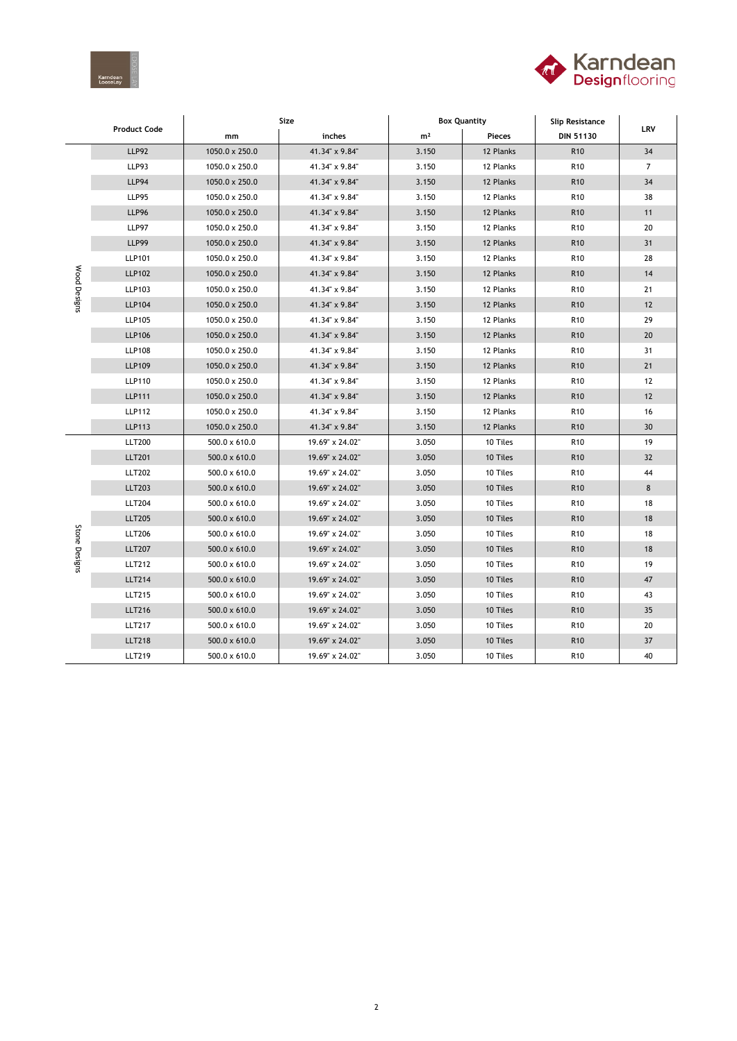| | Product Code | Size | | Box Quantity | | Slip Resistance | LRV |
|---|---|---|---|---|---|---|---|
| | | mm | inches | m² | Pieces | DIN 51130 | |
| Wood Designs | LLP92 | 1050.0 x 250.0 | 41.34" x 9.84" | 3.150 | 12 Planks | R10 | 34 |
| | LLP93 | 1050.0 x 250.0 | 41.34" x 9.84" | 3.150 | 12 Planks | R10 | 7 |
| | LLP94 | 1050.0 x 250.0 | 41.34" x 9.84" | 3.150 | 12 Planks | R10 | 34 |
| | LLP95 | 1050.0 x 250.0 | 41.34" x 9.84" | 3.150 | 12 Planks | R10 | 38 |
| | LLP96 | 1050.0 x 250.0 | 41.34" x 9.84" | 3.150 | 12 Planks | R10 | 11 |
| | LLP97 | 1050.0 x 250.0 | 41.34" x 9.84" | 3.150 | 12 Planks | R10 | 20 |
| | LLP99 | 1050.0 x 250.0 | 41.34" x 9.84" | 3.150 | 12 Planks | R10 | 31 |
| | LLP101 | 1050.0 x 250.0 | 41.34" x 9.84" | 3.150 | 12 Planks | R10 | 28 |
| | LLP102 | 1050.0 x 250.0 | 41.34" x 9.84" | 3.150 | 12 Planks | R10 | 14 |
| | LLP103 | 1050.0 x 250.0 | 41.34" x 9.84" | 3.150 | 12 Planks | R10 | 21 |
| | LLP104 | 1050.0 x 250.0 | 41.34" x 9.84" | 3.150 | 12 Planks | R10 | 12 |
| | LLP105 | 1050.0 x 250.0 | 41.34" x 9.84" | 3.150 | 12 Planks | R10 | 29 |
| | LLP106 | 1050.0 x 250.0 | 41.34" x 9.84" | 3.150 | 12 Planks | R10 | 20 |
| | LLP108 | 1050.0 x 250.0 | 41.34" x 9.84" | 3.150 | 12 Planks | R10 | 31 |
| | LLP109 | 1050.0 x 250.0 | 41.34" x 9.84" | 3.150 | 12 Planks | R10 | 21 |
| | LLP110 | 1050.0 x 250.0 | 41.34" x 9.84" | 3.150 | 12 Planks | R10 | 12 |
| | LLP111 | 1050.0 x 250.0 | 41.34" x 9.84" | 3.150 | 12 Planks | R10 | 12 |
| | LLP112 | 1050.0 x 250.0 | 41.34" x 9.84" | 3.150 | 12 Planks | R10 | 16 |
| | LLP113 | 1050.0 x 250.0 | 41.34" x 9.84" | 3.150 | 12 Planks | R10 | 30 |
| Stone Designs | LLT200 | 500.0 x 610.0 | 19.69" x 24.02" | 3.050 | 10 Tiles | R10 | 19 |
| | LLT201 | 500.0 x 610.0 | 19.69" x 24.02" | 3.050 | 10 Tiles | R10 | 32 |
| | LLT202 | 500.0 x 610.0 | 19.69" x 24.02" | 3.050 | 10 Tiles | R10 | 44 |
| | LLT203 | 500.0 x 610.0 | 19.69" x 24.02" | 3.050 | 10 Tiles | R10 | 8 |
| | LLT204 | 500.0 x 610.0 | 19.69" x 24.02" | 3.050 | 10 Tiles | R10 | 18 |
| | LLT205 | 500.0 x 610.0 | 19.69" x 24.02" | 3.050 | 10 Tiles | R10 | 18 |
| | LLT206 | 500.0 x 610.0 | 19.69" x 24.02" | 3.050 | 10 Tiles | R10 | 18 |
| | LLT207 | 500.0 x 610.0 | 19.69" x 24.02" | 3.050 | 10 Tiles | R10 | 18 |
| | LLT212 | 500.0 x 610.0 | 19.69" x 24.02" | 3.050 | 10 Tiles | R10 | 19 |
| | LLT214 | 500.0 x 610.0 | 19.69" x 24.02" | 3.050 | 10 Tiles | R10 | 47 |
| | LLT215 | 500.0 x 610.0 | 19.69" x 24.02" | 3.050 | 10 Tiles | R10 | 43 |
| | LLT216 | 500.0 x 610.0 | 19.69" x 24.02" | 3.050 | 10 Tiles | R10 | 35 |
| | LLT217 | 500.0 x 610.0 | 19.69" x 24.02" | 3.050 | 10 Tiles | R10 | 20 |
| | LLT218 | 500.0 x 610.0 | 19.69" x 24.02" | 3.050 | 10 Tiles | R10 | 37 |
| | LLT219 | 500.0 x 610.0 | 19.69" x 24.02" | 3.050 | 10 Tiles | R10 | 40 |